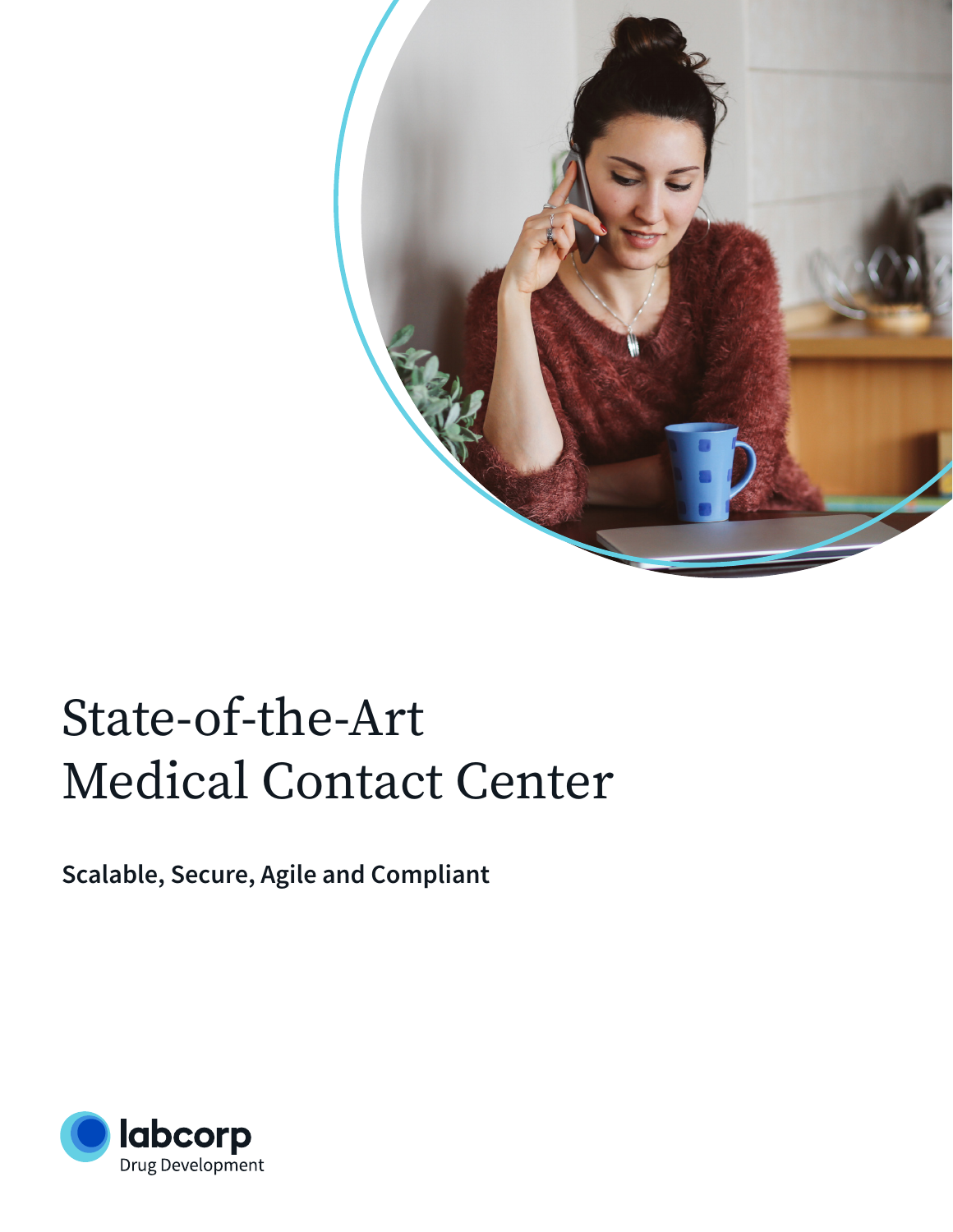# State-of-the-Art Medical Contact Center

**Scalable, Secure, Agile and Compliant**

labcorp
Drug Development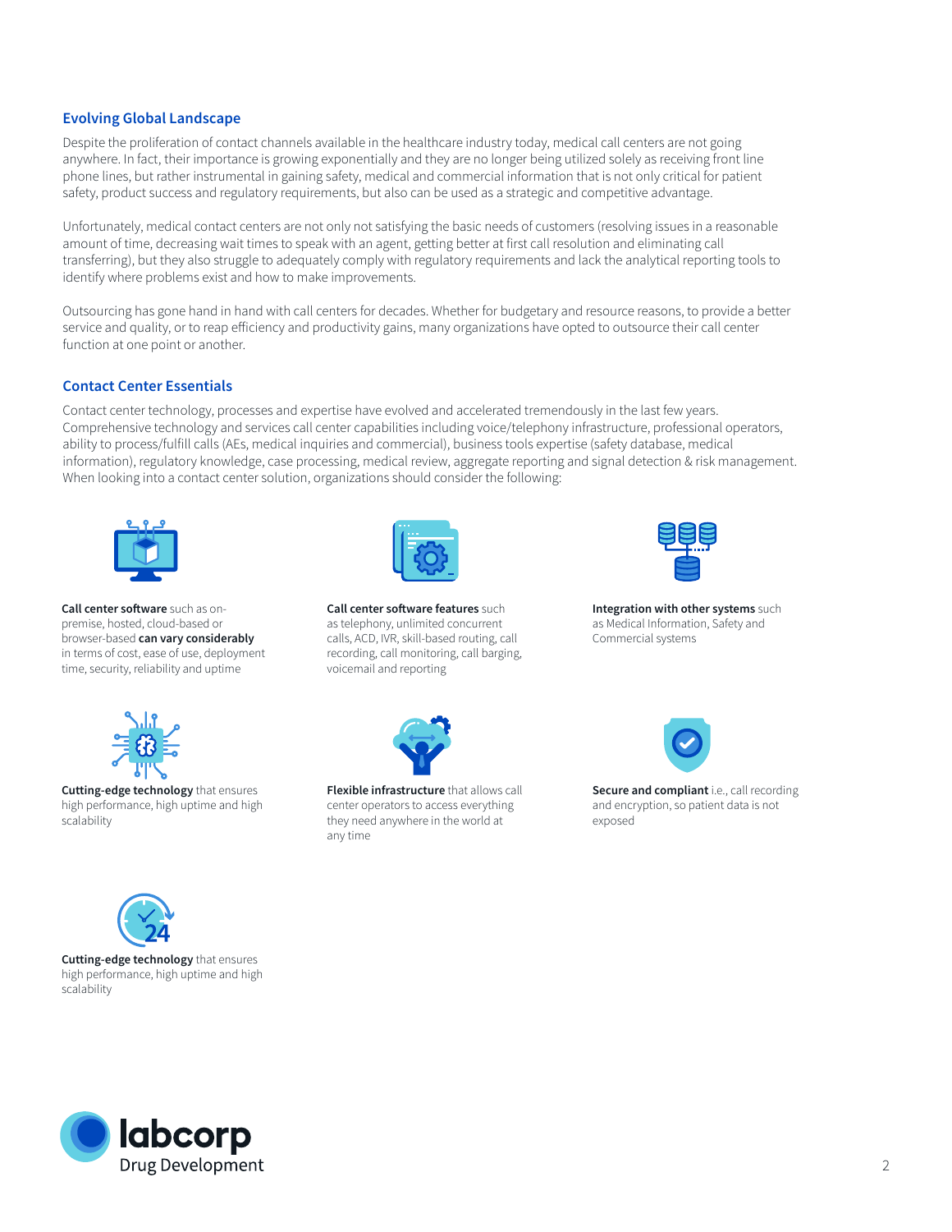## Evolving Global Landscape

Despite the proliferation of contact channels available in the healthcare industry today, medical call centers are not going anywhere. In fact, their importance is growing exponentially and they are no longer being utilized solely as receiving front line phone lines, but rather instrumental in gaining safety, medical and commercial information that is not only critical for patient safety, product success and regulatory requirements, but also can be used as a strategic and competitive advantage.

Unfortunately, medical contact centers are not only not satisfying the basic needs of customers (resolving issues in a reasonable amount of time, decreasing wait times to speak with an agent, getting better at first call resolution and eliminating call transferring), but they also struggle to adequately comply with regulatory requirements and lack the analytical reporting tools to identify where problems exist and how to make improvements.

Outsourcing has gone hand in hand with call centers for decades. Whether for budgetary and resource reasons, to provide a better service and quality, or to reap efficiency and productivity gains, many organizations have opted to outsource their call center function at one point or another.

## Contact Center Essentials

Contact center technology, processes and expertise have evolved and accelerated tremendously in the last few years. Comprehensive technology and services call center capabilities including voice/telephony infrastructure, professional operators, ability to process/fulfill calls (AEs, medical inquiries and commercial), business tools expertise (safety database, medical information), regulatory knowledge, case processing, medical review, aggregate reporting and signal detection & risk management. When looking into a contact center solution, organizations should consider the following:

**Call center software** such as on-premise, hosted, cloud-based or browser-based **can vary considerably** in terms of cost, ease of use, deployment time, security, reliability and uptime

**Call center software features** such as telephony, unlimited concurrent calls, ACD, IVR, skill-based routing, call recording, call monitoring, call barging, voicemail and reporting

**Integration with other systems** such as Medical Information, Safety and Commercial systems

**Cutting-edge technology** that ensures high performance, high uptime and high scalability

**Flexible infrastructure** that allows call center operators to access everything they need anywhere in the world at any time

**Secure and compliant** i.e., call recording and encryption, so patient data is not exposed

**Cutting-edge technology** that ensures high performance, high uptime and high scalability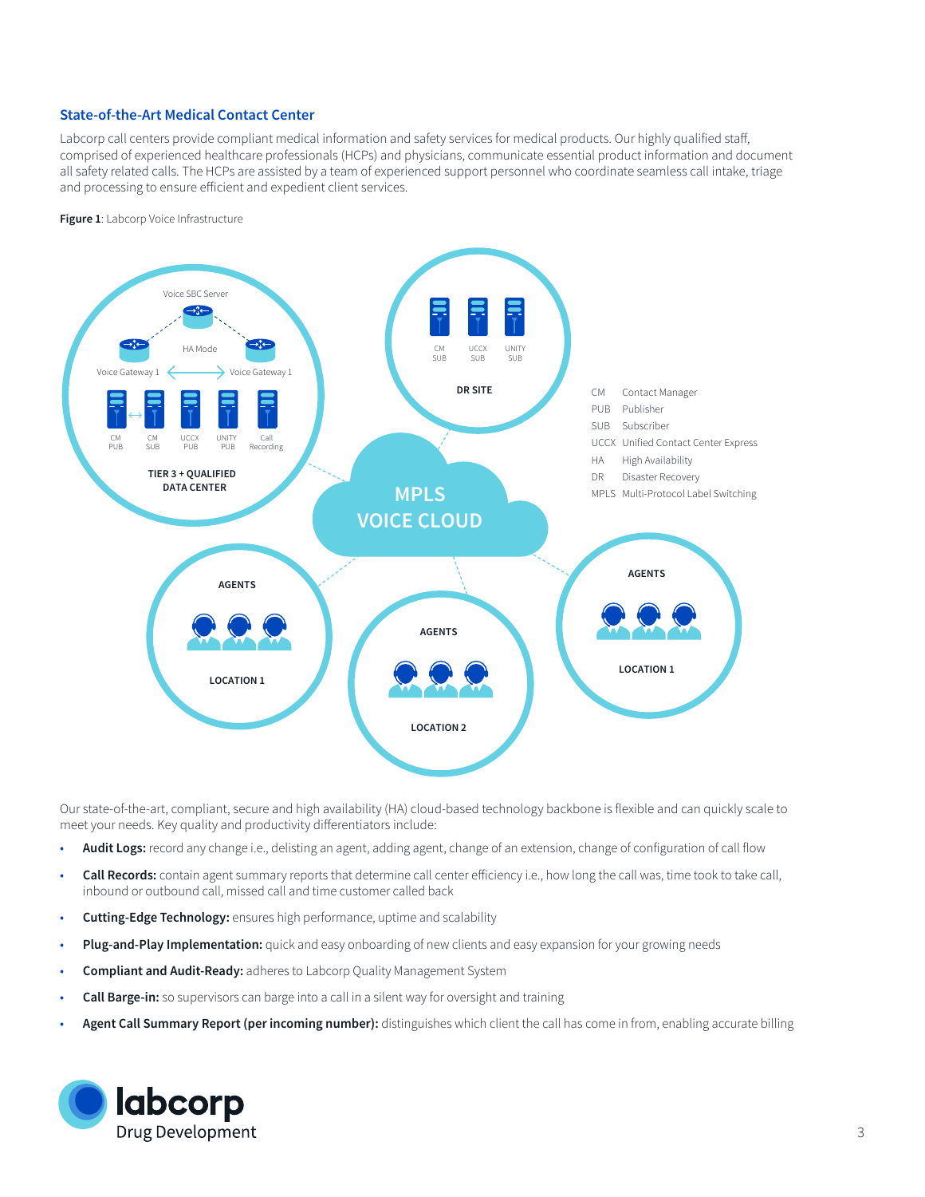## State-of-the-Art Medical Contact Center

Labcorp call centers provide compliant medical information and safety services for medical products. Our highly qualified staff, comprised of experienced healthcare professionals (HCPs) and physicians, communicate essential product information and document all safety related calls. The HCPs are assisted by a team of experienced support personnel who coordinate seamless call intake, triage and processing to ensure efficient and expedient client services.

**Figure 1**: Labcorp Voice Infrastructure

| | |
|---|---|
| CM | Contact Manager |
| PUB | Publisher |
| SUB | Subscriber |
| UCCX | Unified Contact Center Express |
| HA | High Availability |
| DR | Disaster Recovery |
| MPLS | Multi-Protocol Label Switching |

Our state-of-the-art, compliant, secure and high availability (HA) cloud-based technology backbone is flexible and can quickly scale to meet your needs. Key quality and productivity differentiators include:

- **Audit Logs:** record any change i.e., delisting an agent, adding agent, change of an extension, change of configuration of call flow
- **Call Records:** contain agent summary reports that determine call center efficiency i.e., how long the call was, time took to take call, inbound or outbound call, missed call and time customer called back
- **Cutting-Edge Technology:** ensures high performance, uptime and scalability
- **Plug-and-Play Implementation:** quick and easy onboarding of new clients and easy expansion for your growing needs
- **Compliant and Audit-Ready:** adheres to Labcorp Quality Management System
- **Call Barge-in:** so supervisors can barge into a call in a silent way for oversight and training
- **Agent Call Summary Report (per incoming number):** distinguishes which client the call has come in from, enabling accurate billing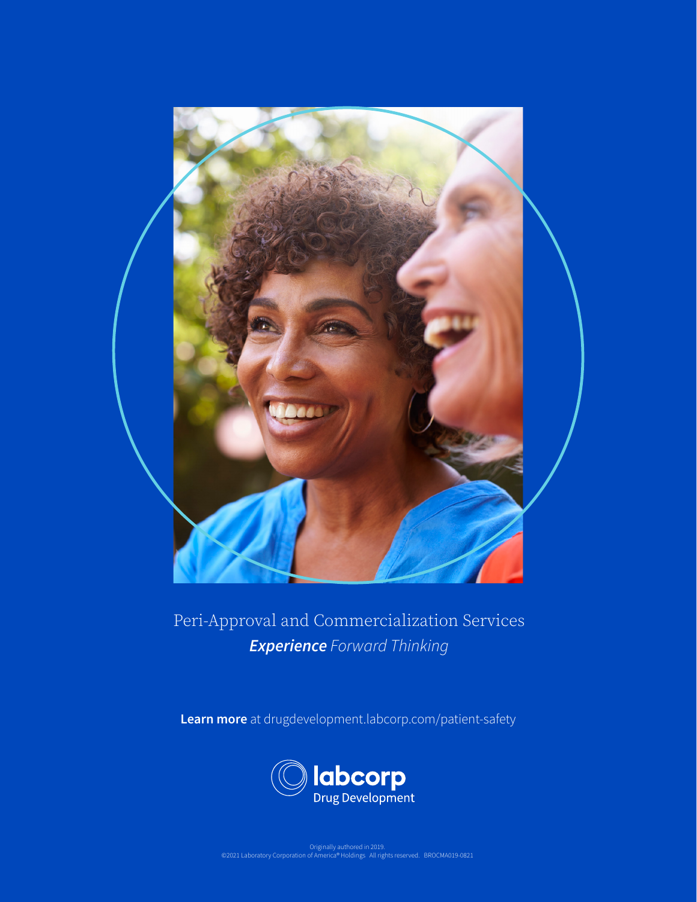Peri-Approval and Commercialization Services

***Experience*** *Forward Thinking*

**Learn more** at drugdevelopment.labcorp.com/patient-safety

labcorp
Drug Development

Originally authored in 2019.
©2021 Laboratory Corporation of America® Holdings All rights reserved. BROCMA019-0821